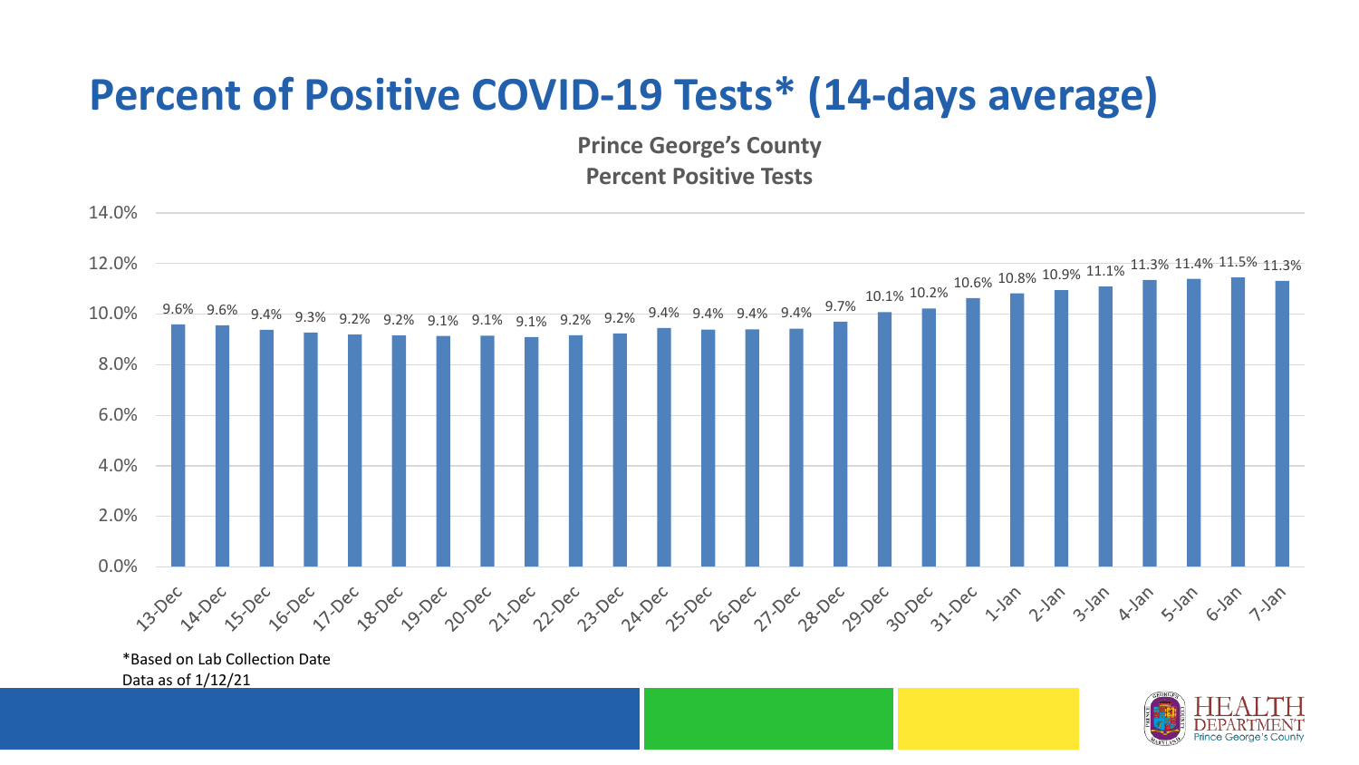# Percent of Positive COVID-19 Tests* (14-days average)

**Prince George's County**
**Percent Positive Tests**

| Date | Percent Positive |
|---|---|
| 13-Dec | 9.6% |
| 14-Dec | 9.6% |
| 15-Dec | 9.4% |
| 16-Dec | 9.3% |
| 17-Dec | 9.2% |
| 18-Dec | 9.2% |
| 19-Dec | 9.1% |
| 20-Dec | 9.1% |
| 21-Dec | 9.1% |
| 22-Dec | 9.2% |
| 23-Dec | 9.2% |
| 24-Dec | 9.4% |
| 25-Dec | 9.4% |
| 26-Dec | 9.4% |
| 27-Dec | 9.4% |
| 28-Dec | 9.7% |
| 29-Dec | 10.1% |
| 30-Dec | 10.2% |
| 31-Dec | 10.6% |
| 1-Jan | 10.8% |
| 2-Jan | 10.9% |
| 3-Jan | 11.1% |
| 4-Jan | 11.3% |
| 5-Jan | 11.4% |
| 6-Jan | 11.5% |
| 7-Jan | 11.3% |

*Based on Lab Collection Date

Data as of 1/12/21

HEALTH DEPARTMENT Prince George's County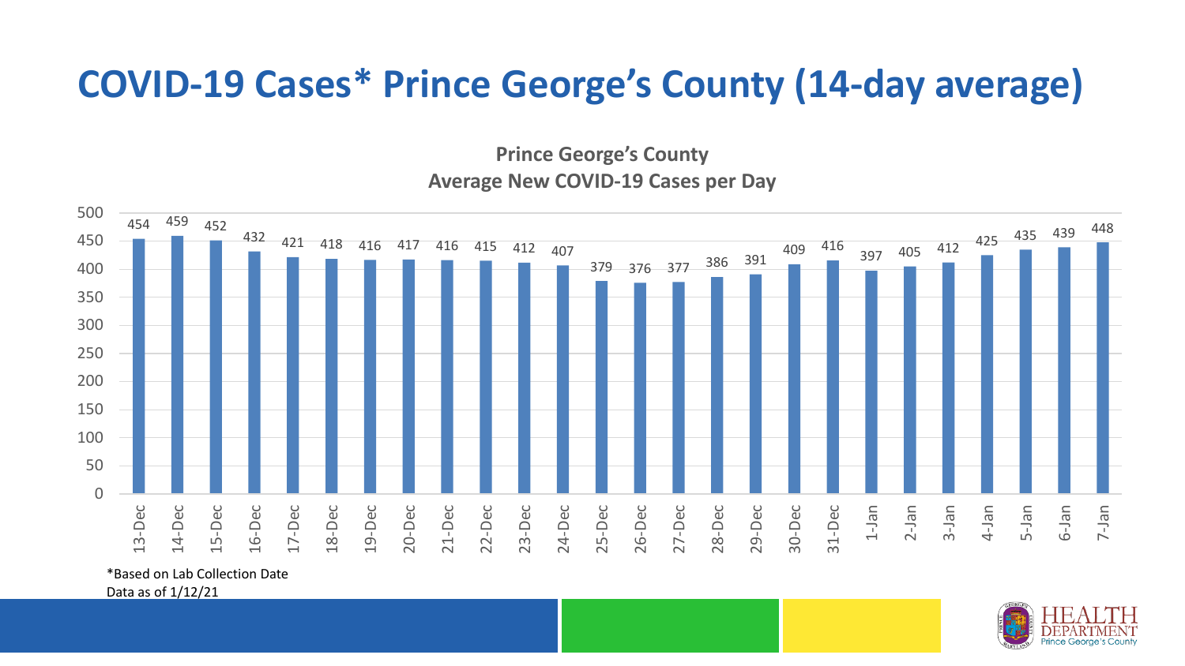# COVID-19 Cases* Prince George's County (14-day average)

**Prince George's County**
**Average New COVID-19 Cases per Day**

| Date | Average New Cases per Day |
|---|---|
| 13-Dec | 454 |
| 14-Dec | 459 |
| 15-Dec | 452 |
| 16-Dec | 432 |
| 17-Dec | 421 |
| 18-Dec | 418 |
| 19-Dec | 416 |
| 20-Dec | 417 |
| 21-Dec | 416 |
| 22-Dec | 415 |
| 23-Dec | 412 |
| 24-Dec | 407 |
| 25-Dec | 379 |
| 26-Dec | 376 |
| 27-Dec | 377 |
| 28-Dec | 386 |
| 29-Dec | 391 |
| 30-Dec | 409 |
| 31-Dec | 416 |
| 1-Jan | 397 |
| 2-Jan | 405 |
| 3-Jan | 412 |
| 4-Jan | 425 |
| 5-Jan | 435 |
| 6-Jan | 439 |
| 7-Jan | 448 |

*Based on Lab Collection Date
Data as of 1/12/21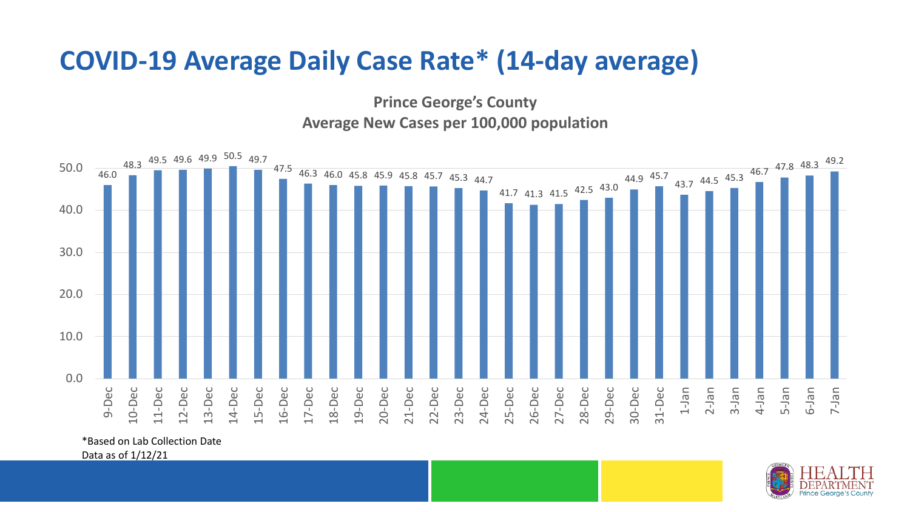# COVID-19 Average Daily Case Rate* (14-day average)

**Prince George's County**
**Average New Cases per 100,000 population**

50.0
40.0
30.0
20.0
10.0
0.0

46.0 48.3 49.5 49.6 49.9 50.5 49.7 47.5 46.3 46.0 45.8 45.9 45.8 45.7 45.3 44.7 41.7 41.3 41.5 42.5 43.0 44.9 45.7 43.7 44.5 45.3 46.7 47.8 48.3 49.2

9-Dec 10-Dec 11-Dec 12-Dec 13-Dec 14-Dec 15-Dec 16-Dec 17-Dec 18-Dec 19-Dec 20-Dec 21-Dec 22-Dec 23-Dec 24-Dec 25-Dec 26-Dec 27-Dec 28-Dec 29-Dec 30-Dec 31-Dec 1-Jan 2-Jan 3-Jan 4-Jan 5-Jan 6-Jan 7-Jan

*Based on Lab Collection Date
Data as of 1/12/21

HEALTH DEPARTMENT
Prince George's County